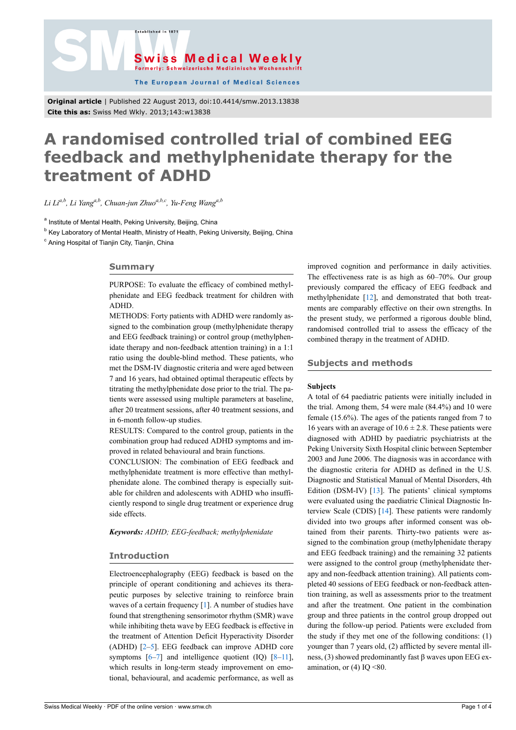**Original article** | Published 22 August 2013, doi:10.4414/smw.2013.13838
**Cite this as:** Swiss Med Wkly. 2013;143:w13838

# A randomised controlled trial of combined EEG feedback and methylphenidate therapy for the treatment of ADHD

*Li Li[a,b], Li Yang[a,b], Chuan-jun Zhuo[a,b,c], Yu-Feng Wang[a,b]*

[a] Institute of Mental Health, Peking University, Beijing, China

[b] Key Laboratory of Mental Health, Ministry of Health, Peking University, Beijing, China

[c] Aning Hospital of Tianjin City, Tianjin, China

## Summary

PURPOSE: To evaluate the efficacy of combined methylphenidate and EEG feedback treatment for children with ADHD.

METHODS: Forty patients with ADHD were randomly assigned to the combination group (methylphenidate therapy and EEG feedback training) or control group (methylphenidate therapy and non-feedback attention training) in a 1:1 ratio using the double-blind method. These patients, who met the DSM-IV diagnostic criteria and were aged between 7 and 16 years, had obtained optimal therapeutic effects by titrating the methylphenidate dose prior to the trial. The patients were assessed using multiple parameters at baseline, after 20 treatment sessions, after 40 treatment sessions, and in 6-month follow-up studies.

RESULTS: Compared to the control group, patients in the combination group had reduced ADHD symptoms and improved in related behavioural and brain functions.

CONCLUSION: The combination of EEG feedback and methylphenidate treatment is more effective than methylphenidate alone. The combined therapy is especially suitable for children and adolescents with ADHD who insufficiently respond to single drug treatment or experience drug side effects.

***Keywords:*** *ADHD; EEG-feedback; methylphenidate*

## Introduction

Electroencephalography (EEG) feedback is based on the principle of operant conditioning and achieves its therapeutic purposes by selective training to reinforce brain waves of a certain frequency [1]. A number of studies have found that strengthening sensorimotor rhythm (SMR) wave while inhibiting theta wave by EEG feedback is effective in the treatment of Attention Deficit Hyperactivity Disorder (ADHD) [2–5]. EEG feedback can improve ADHD core symptoms [6–7] and intelligence quotient (IQ) [8–11], which results in long-term steady improvement on emotional, behavioural, and academic performance, as well as improved cognition and performance in daily activities. The effectiveness rate is as high as 60–70%. Our group previously compared the efficacy of EEG feedback and methylphenidate [12], and demonstrated that both treatments are comparably effective on their own strengths. In the present study, we performed a rigorous double blind, randomised controlled trial to assess the efficacy of the combined therapy in the treatment of ADHD.

## Subjects and methods

### Subjects

A total of 64 paediatric patients were initially included in the trial. Among them, 54 were male (84.4%) and 10 were female (15.6%). The ages of the patients ranged from 7 to 16 years with an average of 10.6 ± 2.8. These patients were diagnosed with ADHD by paediatric psychiatrists at the Peking University Sixth Hospital clinic between September 2003 and June 2006. The diagnosis was in accordance with the diagnostic criteria for ADHD as defined in the U.S. Diagnostic and Statistical Manual of Mental Disorders, 4th Edition (DSM-IV) [13]. The patients' clinical symptoms were evaluated using the paediatric Clinical Diagnostic Interview Scale (CDIS) [14]. These patients were randomly divided into two groups after informed consent was obtained from their parents. Thirty-two patients were assigned to the combination group (methylphenidate therapy and EEG feedback training) and the remaining 32 patients were assigned to the control group (methylphenidate therapy and non-feedback attention training). All patients completed 40 sessions of EEG feedback or non-feedback attention training, as well as assessments prior to the treatment and after the treatment. One patient in the combination group and three patients in the control group dropped out during the follow-up period. Patients were excluded from the study if they met one of the following conditions: (1) younger than 7 years old, (2) afflicted by severe mental illness, (3) showed predominantly fast β waves upon EEG examination, or (4) IQ <80.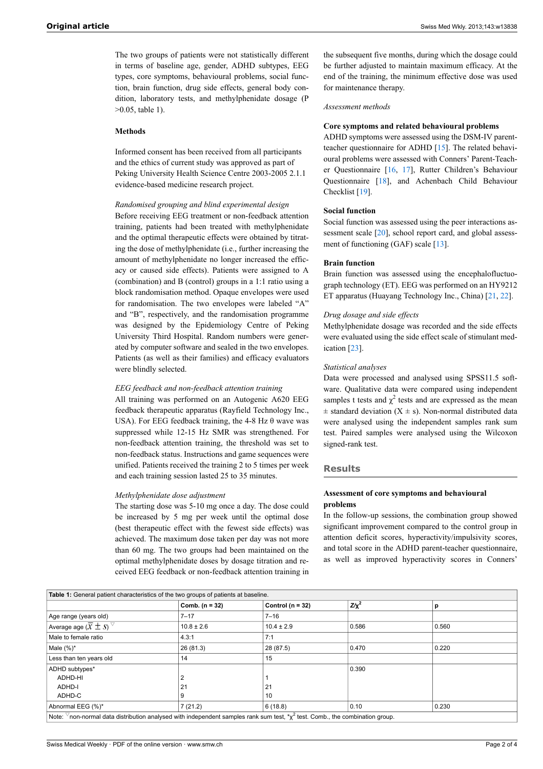The two groups of patients were not statistically different in terms of baseline age, gender, ADHD subtypes, EEG types, core symptoms, behavioural problems, social function, brain function, drug side effects, general body condition, laboratory tests, and methylphenidate dosage (P >0.05, table 1).

## Methods

Informed consent has been received from all participants and the ethics of current study was approved as part of Peking University Health Science Centre 2003-2005 2.1.1 evidence-based medicine research project.

*Randomised grouping and blind experimental design*

Before receiving EEG treatment or non-feedback attention training, patients had been treated with methylphenidate and the optimal therapeutic effects were obtained by titrating the dose of methylphenidate (i.e., further increasing the amount of methylphenidate no longer increased the efficacy or caused side effects). Patients were assigned to A (combination) and B (control) groups in a 1:1 ratio using a block randomisation method. Opaque envelopes were used for randomisation. The two envelopes were labeled "A" and "B", respectively, and the randomisation programme was designed by the Epidemiology Centre of Peking University Third Hospital. Random numbers were generated by computer software and sealed in the two envelopes. Patients (as well as their families) and efficacy evaluators were blindly selected.

*EEG feedback and non-feedback attention training*

All training was performed on an Autogenic A620 EEG feedback therapeutic apparatus (Rayfield Technology Inc., USA). For EEG feedback training, the 4-8 Hz θ wave was suppressed while 12-15 Hz SMR was strengthened. For non-feedback attention training, the threshold was set to non-feedback status. Instructions and game sequences were unified. Patients received the training 2 to 5 times per week and each training session lasted 25 to 35 minutes.

*Methylphenidate dose adjustment*

The starting dose was 5-10 mg once a day. The dose could be increased by 5 mg per week until the optimal dose (best therapeutic effect with the fewest side effects) was achieved. The maximum dose taken per day was not more than 60 mg. The two groups had been maintained on the optimal methylphenidate doses by dosage titration and received EEG feedback or non-feedback attention training in the subsequent five months, during which the dosage could be further adjusted to maintain maximum efficacy. At the end of the training, the minimum effective dose was used for maintenance therapy.

*Assessment methods*

### Core symptoms and related behavioural problems

ADHD symptoms were assessed using the DSM-IV parent-teacher questionnaire for ADHD [15]. The related behavioural problems were assessed with Conners' Parent-Teacher Questionnaire [16, 17], Rutter Children's Behaviour Questionnaire [18], and Achenbach Child Behaviour Checklist [19].

### Social function

Social function was assessed using the peer interactions assessment scale [20], school report card, and global assessment of functioning (GAF) scale [13].

### Brain function

Brain function was assessed using the encephalofluctuograph technology (ET). EEG was performed on an HY9212 ET apparatus (Huayang Technology Inc., China) [21, 22].

*Drug dosage and side effects*

Methylphenidate dosage was recorded and the side effects were evaluated using the side effect scale of stimulant medication [23].

*Statistical analyses*

Data were processed and analysed using SPSS11.5 software. Qualitative data were compared using independent samples t tests and $\chi^2$ tests and are expressed as the mean ± standard deviation (X ± s). Non-normal distributed data were analysed using the independent samples rank sum test. Paired samples were analysed using the Wilcoxon signed-rank test.

## Results

### Assessment of core symptoms and behavioural problems

In the follow-up sessions, the combination group showed significant improvement compared to the control group in attention deficit scores, hyperactivity/impulsivity scores, and total score in the ADHD parent-teacher questionnaire, as well as improved hyperactivity scores in Conners'

**Table 1:** General patient characteristics of the two groups of patients at baseline.

| | Comb. (n = 32) | Control (n = 32) | $Z/\chi^2$ | p |
|---|---|---|---|---|
| Age range (years old) | 7–17 | 7–16 | | |
| Average age ($\bar{X} \pm S$) ▽ | 10.8 ± 2.6 | 10.4 ± 2.9 | 0.586 | 0.560 |
| Male to female ratio | 4.3:1 | 7:1 | | |
| Male (%)* | 26 (81.3) | 28 (87.5) | 0.470 | 0.220 |
| Less than ten years old | 14 | 15 | | |
| ADHD subtypes* | | | 0.390 | |
| ADHD-HI | 2 | 1 | | |
| ADHD-I | 21 | 21 | | |
| ADHD-C | 9 | 10 | | |
| Abnormal EEG (%)* | 7 (21.2) | 6 (18.8) | 0.10 | 0.230 |

Note: ▽ non-normal data distribution analysed with independent samples rank sum test, *$\chi^2$ test. Comb., the combination group.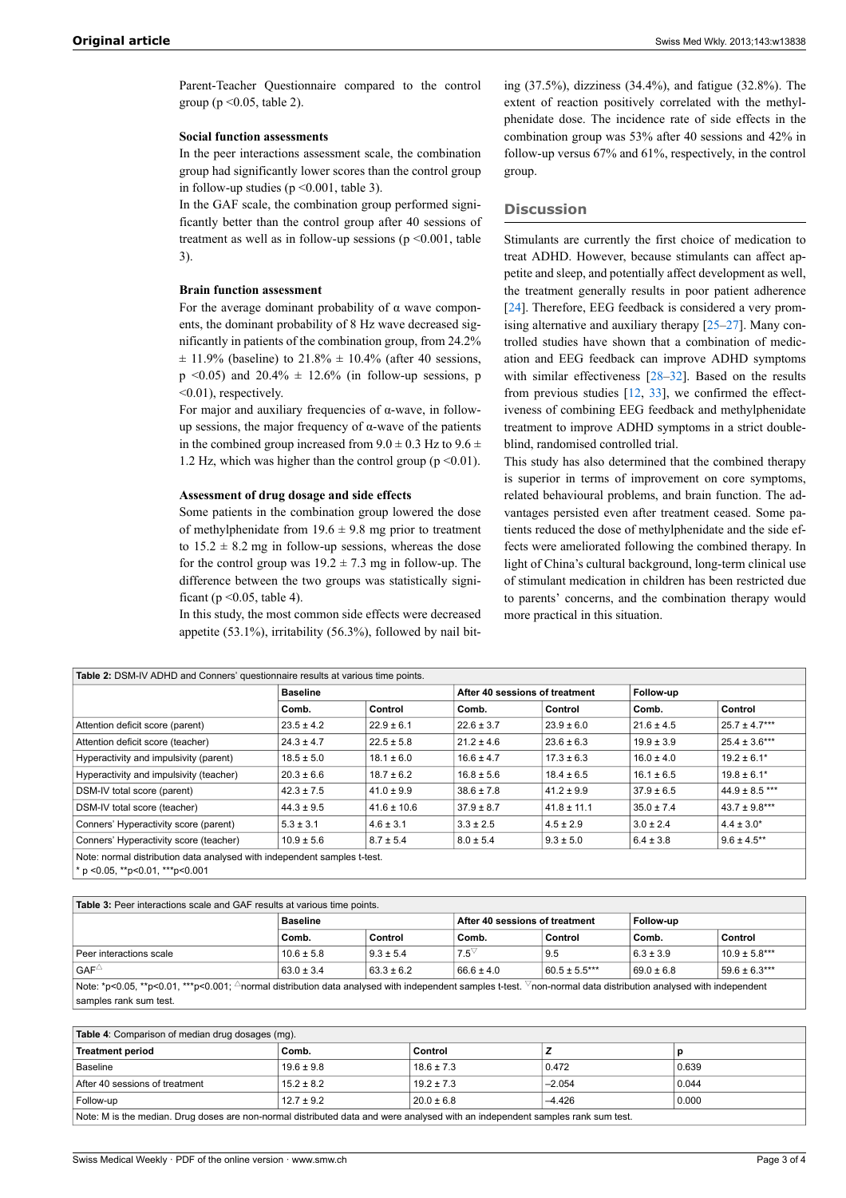Parent-Teacher Questionnaire compared to the control group ($p < 0.05$, table 2).

### Social function assessments

In the peer interactions assessment scale, the combination group had significantly lower scores than the control group in follow-up studies ($p < 0.001$, table 3).

In the GAF scale, the combination group performed significantly better than the control group after 40 sessions of treatment as well as in follow-up sessions ($p < 0.001$, table 3).

### Brain function assessment

For the average dominant probability of α wave components, the dominant probability of 8 Hz wave decreased significantly in patients of the combination group, from 24.2% ± 11.9% (baseline) to 21.8% ± 10.4% (after 40 sessions, $p < 0.05$) and 20.4% ± 12.6% (in follow-up sessions, $p < 0.01$), respectively.

For major and auxiliary frequencies of α-wave, in follow-up sessions, the major frequency of α-wave of the patients in the combined group increased from 9.0 ± 0.3 Hz to 9.6 ± 1.2 Hz, which was higher than the control group ($p < 0.01$).

### Assessment of drug dosage and side effects

Some patients in the combination group lowered the dose of methylphenidate from 19.6 ± 9.8 mg prior to treatment to 15.2 ± 8.2 mg in follow-up sessions, whereas the dose for the control group was 19.2 ± 7.3 mg in follow-up. The difference between the two groups was statistically significant ($p < 0.05$, table 4).

In this study, the most common side effects were decreased appetite (53.1%), irritability (56.3%), followed by nail biting (37.5%), dizziness (34.4%), and fatigue (32.8%). The extent of reaction positively correlated with the methylphenidate dose. The incidence rate of side effects in the combination group was 53% after 40 sessions and 42% in follow-up versus 67% and 61%, respectively, in the control group.

## Discussion

Stimulants are currently the first choice of medication to treat ADHD. However, because stimulants can affect appetite and sleep, and potentially affect development as well, the treatment generally results in poor patient adherence [24]. Therefore, EEG feedback is considered a very promising alternative and auxiliary therapy [25–27]. Many controlled studies have shown that a combination of medication and EEG feedback can improve ADHD symptoms with similar effectiveness [28–32]. Based on the results from previous studies [12, 33], we confirmed the effectiveness of combining EEG feedback and methylphenidate treatment to improve ADHD symptoms in a strict double-blind, randomised controlled trial.

This study has also determined that the combined therapy is superior in terms of improvement on core symptoms, related behavioural problems, and brain function. The advantages persisted even after treatment ceased. Some patients reduced the dose of methylphenidate and the side effects were ameliorated following the combined therapy. In light of China's cultural background, long-term clinical use of stimulant medication in children has been restricted due to parents' concerns, and the combination therapy would more practical in this situation.

**Table 2:** DSM-IV ADHD and Conners' questionnaire results at various time points.

| | Baseline | | After 40 sessions of treatment | | Follow-up | |
|---|---|---|---|---|---|---|
| | Comb. | Control | Comb. | Control | Comb. | Control |
| Attention deficit score (parent) | 23.5 ± 4.2 | 22.9 ± 6.1 | 22.6 ± 3.7 | 23.9 ± 6.0 | 21.6 ± 4.5 | 25.7 ± 4.7*** |
| Attention deficit score (teacher) | 24.3 ± 4.7 | 22.5 ± 5.8 | 21.2 ± 4.6 | 23.6 ± 6.3 | 19.9 ± 3.9 | 25.4 ± 3.6*** |
| Hyperactivity and impulsivity (parent) | 18.5 ± 5.0 | 18.1 ± 6.0 | 16.6 ± 4.7 | 17.3 ± 6.3 | 16.0 ± 4.0 | 19.2 ± 6.1* |
| Hyperactivity and impulsivity (teacher) | 20.3 ± 6.6 | 18.7 ± 6.2 | 16.8 ± 5.6 | 18.4 ± 6.5 | 16.1 ± 6.5 | 19.8 ± 6.1* |
| DSM-IV total score (parent) | 42.3 ± 7.5 | 41.0 ± 9.9 | 38.6 ± 7.8 | 41.2 ± 9.9 | 37.9 ± 6.5 | 44.9 ± 8.5 *** |
| DSM-IV total score (teacher) | 44.3 ± 9.5 | 41.6 ± 10.6 | 37.9 ± 8.7 | 41.8 ± 11.1 | 35.0 ± 7.4 | 43.7 ± 9.8*** |
| Conners' Hyperactivity score (parent) | 5.3 ± 3.1 | 4.6 ± 3.1 | 3.3 ± 2.5 | 4.5 ± 2.9 | 3.0 ± 2.4 | 4.4 ± 3.0* |
| Conners' Hyperactivity score (teacher) | 10.9 ± 5.6 | 8.7 ± 5.4 | 8.0 ± 5.4 | 9.3 ± 5.0 | 6.4 ± 3.8 | 9.6 ± 4.5** |

Note: normal distribution data analysed with independent samples t-test.
* p <0.05, **p<0.01, ***p<0.001

**Table 3:** Peer interactions scale and GAF results at various time points.

| | Baseline | | After 40 sessions of treatment | | Follow-up | |
|---|---|---|---|---|---|---|
| | Comb. | Control | Comb. | Control | Comb. | Control |
| Peer interactions scale | 10.6 ± 5.8 | 9.3 ± 5.4 | 7.5▽ | 9.5 | 6.3 ± 3.9 | 10.9 ± 5.8*** |
| GAF△ | 63.0 ± 3.4 | 63.3 ± 6.2 | 66.6 ± 4.0 | 60.5 ± 5.5*** | 69.0 ± 6.8 | 59.6 ± 6.3*** |

Note: *p<0.05, **p<0.01, ***p<0.001; △normal distribution data analysed with independent samples t-test. ▽non-normal data distribution analysed with independent samples rank sum test.

**Table 4**: Comparison of median drug dosages (mg).

| Treatment period | Comb. | Control | Z | p |
|---|---|---|---|---|
| Baseline | 19.6 ± 9.8 | 18.6 ± 7.3 | 0.472 | 0.639 |
| After 40 sessions of treatment | 15.2 ± 8.2 | 19.2 ± 7.3 | –2.054 | 0.044 |
| Follow-up | 12.7 ± 9.2 | 20.0 ± 6.8 | –4.426 | 0.000 |

Note: M is the median. Drug doses are non-normal distributed data and were analysed with an independent samples rank sum test.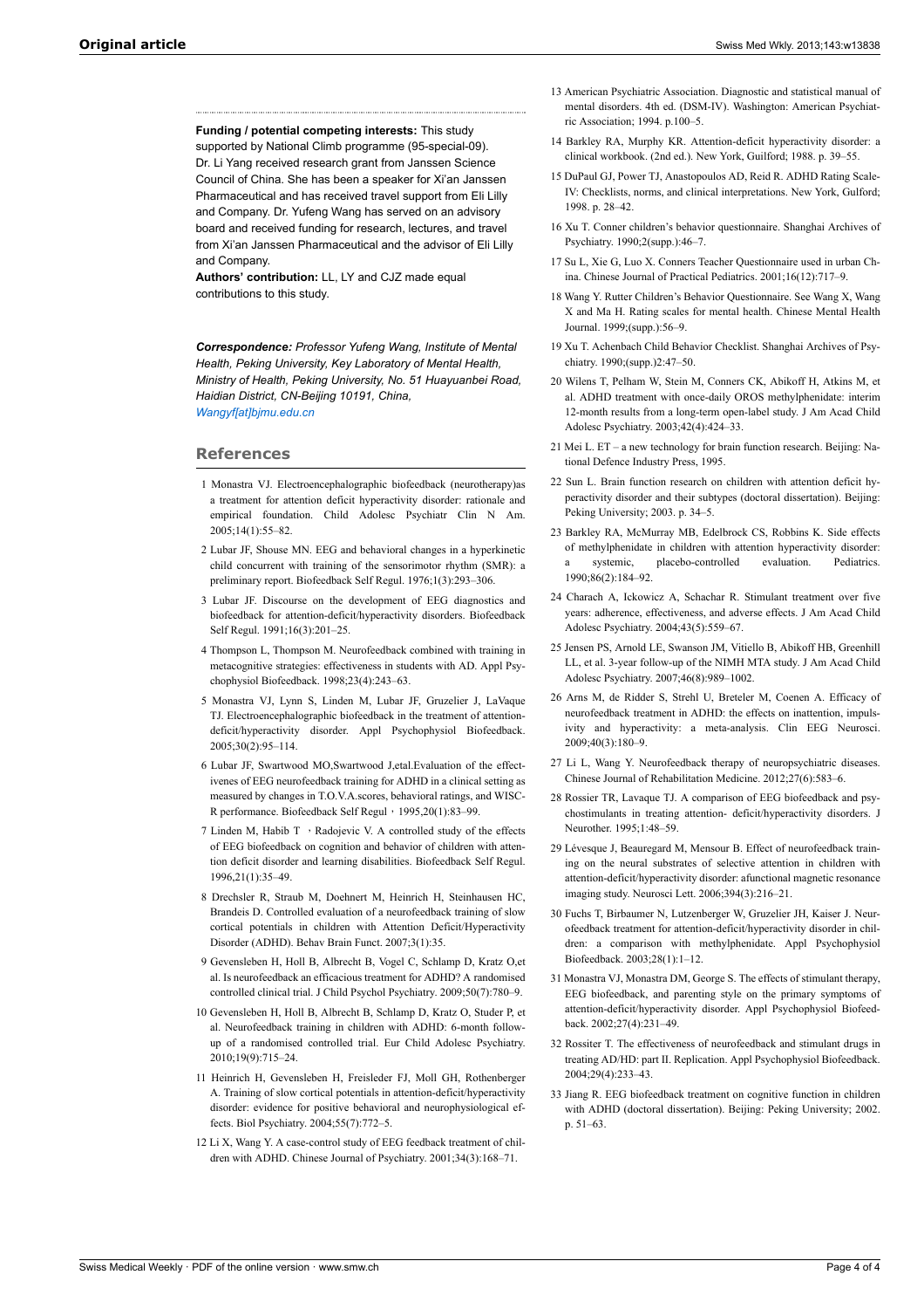**Funding / potential competing interests:** This study supported by National Climb programme (95-special-09). Dr. Li Yang received research grant from Janssen Science Council of China. She has been a speaker for Xi'an Janssen Pharmaceutical and has received travel support from Eli Lilly and Company. Dr. Yufeng Wang has served on an advisory board and received funding for research, lectures, and travel from Xi'an Janssen Pharmaceutical and the advisor of Eli Lilly and Company.

**Authors' contribution:** LL, LY and CJZ made equal contributions to this study.

***Correspondence:*** *Professor Yufeng Wang, Institute of Mental Health, Peking University, Key Laboratory of Mental Health, Ministry of Health, Peking University, No. 51 Huayuanbei Road, Haidian District, CN-Beijing 10191, China, Wangyf[at]bjmu.edu.cn*

## References

1 Monastra VJ. Electroencephalographic biofeedback (neurotherapy)as a treatment for attention deficit hyperactivity disorder: rationale and empirical foundation. Child Adolesc Psychiatr Clin N Am. 2005;14(1):55–82.

2 Lubar JF, Shouse MN. EEG and behavioral changes in a hyperkinetic child concurrent with training of the sensorimotor rhythm (SMR): a preliminary report. Biofeedback Self Regul. 1976;1(3):293–306.

3 Lubar JF. Discourse on the development of EEG diagnostics and biofeedback for attention-deficit/hyperactivity disorders. Biofeedback Self Regul. 1991;16(3):201–25.

4 Thompson L, Thompson M. Neurofeedback combined with training in metacognitive strategies: effectiveness in students with AD. Appl Psychophysiol Biofeedback. 1998;23(4):243–63.

5 Monastra VJ, Lynn S, Linden M, Lubar JF, Gruzelier J, LaVaque TJ. Electroencephalographic biofeedback in the treatment of attention-deficit/hyperactivity disorder. Appl Psychophysiol Biofeedback. 2005;30(2):95–114.

6 Lubar JF, Swartwood MO,Swartwood J,etal.Evaluation of the effectivenes of EEG neurofeedback training for ADHD in a clinical setting as measured by changes in T.O.V.A.scores, behavioral ratings, and WISC-R performance. Biofeedback Self Regul，1995,20(1):83–99.

7 Linden M, Habib T ，Radojevic V. A controlled study of the effects of EEG biofeedback on cognition and behavior of children with attention deficit disorder and learning disabilities. Biofeedback Self Regul. 1996,21(1):35–49.

8 Drechsler R, Straub M, Doehnert M, Heinrich H, Steinhausen HC, Brandeis D. Controlled evaluation of a neurofeedback training of slow cortical potentials in children with Attention Deficit/Hyperactivity Disorder (ADHD). Behav Brain Funct. 2007;3(1):35.

9 Gevensleben H, Holl B, Albrecht B, Vogel C, Schlamp D, Kratz O,et al. Is neurofeedback an efficacious treatment for ADHD? A randomised controlled clinical trial. J Child Psychol Psychiatry. 2009;50(7):780–9.

10 Gevensleben H, Holl B, Albrecht B, Schlamp D, Kratz O, Studer P, et al. Neurofeedback training in children with ADHD: 6-month follow-up of a randomised controlled trial. Eur Child Adolesc Psychiatry. 2010;19(9):715–24.

11 Heinrich H, Gevensleben H, Freisleder FJ, Moll GH, Rothenberger A. Training of slow cortical potentials in attention-deficit/hyperactivity disorder: evidence for positive behavioral and neurophysiological effects. Biol Psychiatry. 2004;55(7):772–5.

12 Li X, Wang Y. A case-control study of EEG feedback treatment of children with ADHD. Chinese Journal of Psychiatry. 2001;34(3):168–71.

13 American Psychiatric Association. Diagnostic and statistical manual of mental disorders. 4th ed. (DSM-IV). Washington: American Psychiatric Association; 1994. p.100–5.

14 Barkley RA, Murphy KR. Attention-deficit hyperactivity disorder: a clinical workbook. (2nd ed.). New York, Guilford; 1988. p. 39–55.

15 DuPaul GJ, Power TJ, Anastopoulos AD, Reid R. ADHD Rating Scale-IV: Checklists, norms, and clinical interpretations. New York, Gulford; 1998. p. 28–42.

16 Xu T. Conner children's behavior questionnaire. Shanghai Archives of Psychiatry. 1990;2(supp.):46–7.

17 Su L, Xie G, Luo X. Conners Teacher Questionnaire used in urban China. Chinese Journal of Practical Pediatrics. 2001;16(12):717–9.

18 Wang Y. Rutter Children's Behavior Questionnaire. See Wang X, Wang X and Ma H. Rating scales for mental health. Chinese Mental Health Journal. 1999;(supp.):56–9.

19 Xu T. Achenbach Child Behavior Checklist. Shanghai Archives of Psychiatry. 1990;(supp.)2:47–50.

20 Wilens T, Pelham W, Stein M, Conners CK, Abikoff H, Atkins M, et al. ADHD treatment with once-daily OROS methylphenidate: interim 12-month results from a long-term open-label study. J Am Acad Child Adolesc Psychiatry. 2003;42(4):424–33.

21 Mei L. ET – a new technology for brain function research. Beijing: National Defence Industry Press, 1995.

22 Sun L. Brain function research on children with attention deficit hyperactivity disorder and their subtypes (doctoral dissertation). Beijing: Peking University; 2003. p. 34–5.

23 Barkley RA, McMurray MB, Edelbrock CS, Robbins K. Side effects of methylphenidate in children with attention hyperactivity disorder: a systemic, placebo-controlled evaluation. Pediatrics. 1990;86(2):184–92.

24 Charach A, Ickowicz A, Schachar R. Stimulant treatment over five years: adherence, effectiveness, and adverse effects. J Am Acad Child Adolesc Psychiatry. 2004;43(5):559–67.

25 Jensen PS, Arnold LE, Swanson JM, Vitiello B, Abikoff HB, Greenhill LL, et al. 3-year follow-up of the NIMH MTA study. J Am Acad Child Adolesc Psychiatry. 2007;46(8):989–1002.

26 Arns M, de Ridder S, Strehl U, Breteler M, Coenen A. Efficacy of neurofeedback treatment in ADHD: the effects on inattention, impulsivity and hyperactivity: a meta-analysis. Clin EEG Neurosci. 2009;40(3):180–9.

27 Li L, Wang Y. Neurofeedback therapy of neuropsychiatric diseases. Chinese Journal of Rehabilitation Medicine. 2012;27(6):583–6.

28 Rossier TR, Lavaque TJ. A comparison of EEG biofeedback and psychostimulants in treating attention- deficit/hyperactivity disorders. J Neurother. 1995;1:48–59.

29 Lévesque J, Beauregard M, Mensour B. Effect of neurofeedback training on the neural substrates of selective attention in children with attention-deficit/hyperactivity disorder: afunctional magnetic resonance imaging study. Neurosci Lett. 2006;394(3):216–21.

30 Fuchs T, Birbaumer N, Lutzenberger W, Gruzelier JH, Kaiser J. Neurofeedback treatment for attention-deficit/hyperactivity disorder in children: a comparison with methylphenidate. Appl Psychophysiol Biofeedback. 2003;28(1):1–12.

31 Monastra VJ, Monastra DM, George S. The effects of stimulant therapy, EEG biofeedback, and parenting style on the primary symptoms of attention-deficit/hyperactivity disorder. Appl Psychophysiol Biofeedback. 2002;27(4):231–49.

32 Rossiter T. The effectiveness of neurofeedback and stimulant drugs in treating AD/HD: part II. Replication. Appl Psychophysiol Biofeedback. 2004;29(4):233–43.

33 Jiang R. EEG biofeedback treatment on cognitive function in children with ADHD (doctoral dissertation). Beijing: Peking University; 2002. p. 51–63.